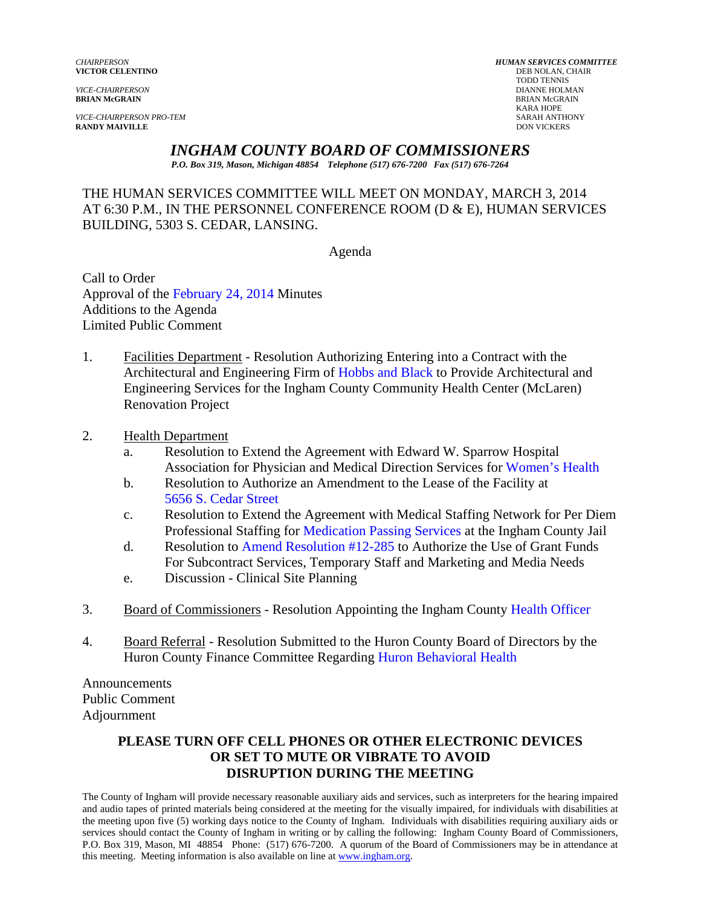*CHAIRPERSON*
**VICTOR CELENTINO**

*VICE-CHAIRPERSON*
**BRIAN McGRAIN**

*VICE-CHAIRPERSON PRO-TEM*
**RANDY MAIVILLE**

***HUMAN SERVICES COMMITTEE***
DEB NOLAN, CHAIR
TODD TENNIS
DIANNE HOLMAN
BRIAN McGRAIN
KARA HOPE
SARAH ANTHONY
DON VICKERS

# *INGHAM COUNTY BOARD OF COMMISSIONERS*

*P.O. Box 319, Mason, Michigan 48854 Telephone (517) 676-7200 Fax (517) 676-7264*

THE HUMAN SERVICES COMMITTEE WILL MEET ON MONDAY, MARCH 3, 2014 AT 6:30 P.M., IN THE PERSONNEL CONFERENCE ROOM (D & E), HUMAN SERVICES BUILDING, 5303 S. CEDAR, LANSING.

Agenda

Call to Order
Approval of the February 24, 2014 Minutes
Additions to the Agenda
Limited Public Comment

1. Facilities Department - Resolution Authorizing Entering into a Contract with the Architectural and Engineering Firm of Hobbs and Black to Provide Architectural and Engineering Services for the Ingham County Community Health Center (McLaren) Renovation Project

2. Health Department
   a. Resolution to Extend the Agreement with Edward W. Sparrow Hospital Association for Physician and Medical Direction Services for Women's Health
   b. Resolution to Authorize an Amendment to the Lease of the Facility at 5656 S. Cedar Street
   c. Resolution to Extend the Agreement with Medical Staffing Network for Per Diem Professional Staffing for Medication Passing Services at the Ingham County Jail
   d. Resolution to Amend Resolution #12-285 to Authorize the Use of Grant Funds For Subcontract Services, Temporary Staff and Marketing and Media Needs
   e. Discussion - Clinical Site Planning

3. Board of Commissioners - Resolution Appointing the Ingham County Health Officer

4. Board Referral - Resolution Submitted to the Huron County Board of Directors by the Huron County Finance Committee Regarding Huron Behavioral Health

Announcements
Public Comment
Adjournment

**PLEASE TURN OFF CELL PHONES OR OTHER ELECTRONIC DEVICES OR SET TO MUTE OR VIBRATE TO AVOID DISRUPTION DURING THE MEETING**

The County of Ingham will provide necessary reasonable auxiliary aids and services, such as interpreters for the hearing impaired and audio tapes of printed materials being considered at the meeting for the visually impaired, for individuals with disabilities at the meeting upon five (5) working days notice to the County of Ingham. Individuals with disabilities requiring auxiliary aids or services should contact the County of Ingham in writing or by calling the following: Ingham County Board of Commissioners, P.O. Box 319, Mason, MI 48854 Phone: (517) 676-7200. A quorum of the Board of Commissioners may be in attendance at this meeting. Meeting information is also available on line at www.ingham.org.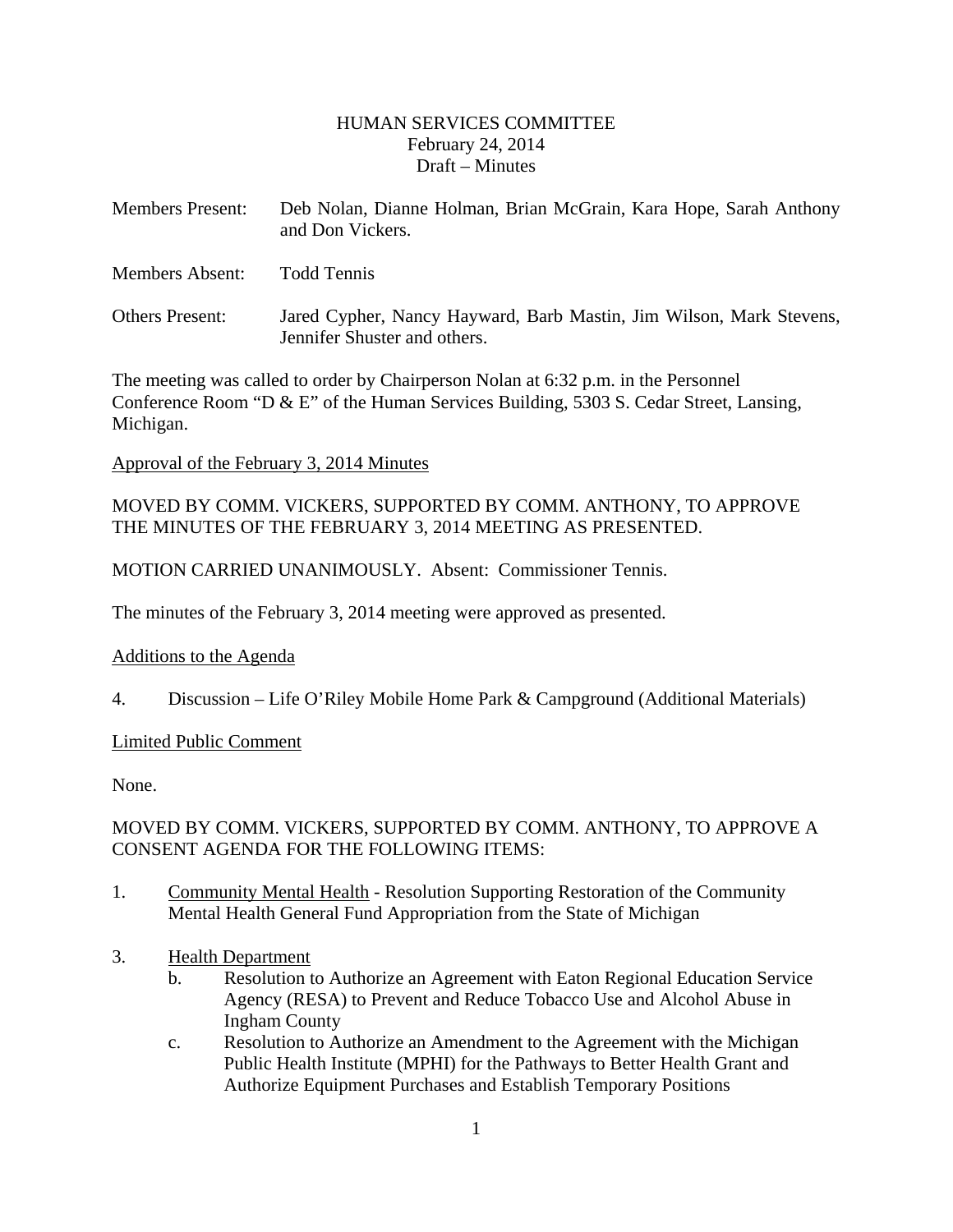HUMAN SERVICES COMMITTEE
February 24, 2014
Draft – Minutes

Members Present: Deb Nolan, Dianne Holman, Brian McGrain, Kara Hope, Sarah Anthony and Don Vickers.

Members Absent: Todd Tennis

Others Present: Jared Cypher, Nancy Hayward, Barb Mastin, Jim Wilson, Mark Stevens, Jennifer Shuster and others.

The meeting was called to order by Chairperson Nolan at 6:32 p.m. in the Personnel Conference Room "D & E" of the Human Services Building, 5303 S. Cedar Street, Lansing, Michigan.

Approval of the February 3, 2014 Minutes

MOVED BY COMM. VICKERS, SUPPORTED BY COMM. ANTHONY, TO APPROVE THE MINUTES OF THE FEBRUARY 3, 2014 MEETING AS PRESENTED.

MOTION CARRIED UNANIMOUSLY. Absent: Commissioner Tennis.

The minutes of the February 3, 2014 meeting were approved as presented.

Additions to the Agenda

4. Discussion – Life O'Riley Mobile Home Park & Campground (Additional Materials)

Limited Public Comment

None.

MOVED BY COMM. VICKERS, SUPPORTED BY COMM. ANTHONY, TO APPROVE A CONSENT AGENDA FOR THE FOLLOWING ITEMS:

1. Community Mental Health - Resolution Supporting Restoration of the Community Mental Health General Fund Appropriation from the State of Michigan

3. Health Department
   - b. Resolution to Authorize an Agreement with Eaton Regional Education Service Agency (RESA) to Prevent and Reduce Tobacco Use and Alcohol Abuse in Ingham County
   - c. Resolution to Authorize an Amendment to the Agreement with the Michigan Public Health Institute (MPHI) for the Pathways to Better Health Grant and Authorize Equipment Purchases and Establish Temporary Positions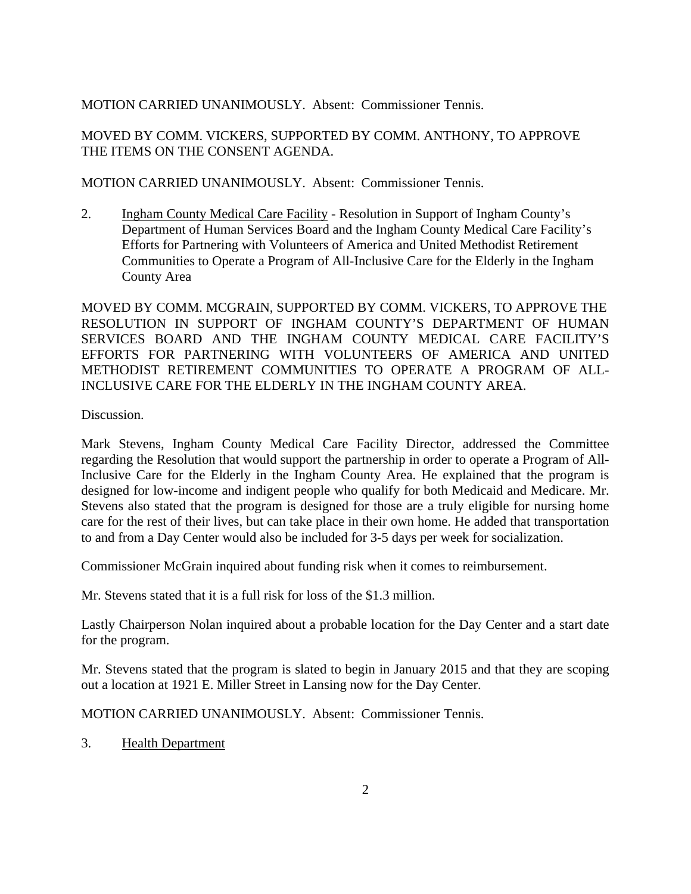MOTION CARRIED UNANIMOUSLY. Absent: Commissioner Tennis.

MOVED BY COMM. VICKERS, SUPPORTED BY COMM. ANTHONY, TO APPROVE THE ITEMS ON THE CONSENT AGENDA.

MOTION CARRIED UNANIMOUSLY. Absent: Commissioner Tennis.

2. Ingham County Medical Care Facility - Resolution in Support of Ingham County's Department of Human Services Board and the Ingham County Medical Care Facility's Efforts for Partnering with Volunteers of America and United Methodist Retirement Communities to Operate a Program of All-Inclusive Care for the Elderly in the Ingham County Area

MOVED BY COMM. MCGRAIN, SUPPORTED BY COMM. VICKERS, TO APPROVE THE RESOLUTION IN SUPPORT OF INGHAM COUNTY'S DEPARTMENT OF HUMAN SERVICES BOARD AND THE INGHAM COUNTY MEDICAL CARE FACILITY'S EFFORTS FOR PARTNERING WITH VOLUNTEERS OF AMERICA AND UNITED METHODIST RETIREMENT COMMUNITIES TO OPERATE A PROGRAM OF ALL-INCLUSIVE CARE FOR THE ELDERLY IN THE INGHAM COUNTY AREA.

Discussion.

Mark Stevens, Ingham County Medical Care Facility Director, addressed the Committee regarding the Resolution that would support the partnership in order to operate a Program of All-Inclusive Care for the Elderly in the Ingham County Area. He explained that the program is designed for low-income and indigent people who qualify for both Medicaid and Medicare. Mr. Stevens also stated that the program is designed for those are a truly eligible for nursing home care for the rest of their lives, but can take place in their own home. He added that transportation to and from a Day Center would also be included for 3-5 days per week for socialization.

Commissioner McGrain inquired about funding risk when it comes to reimbursement.

Mr. Stevens stated that it is a full risk for loss of the $1.3 million.

Lastly Chairperson Nolan inquired about a probable location for the Day Center and a start date for the program.

Mr. Stevens stated that the program is slated to begin in January 2015 and that they are scoping out a location at 1921 E. Miller Street in Lansing now for the Day Center.

MOTION CARRIED UNANIMOUSLY. Absent: Commissioner Tennis.

3. Health Department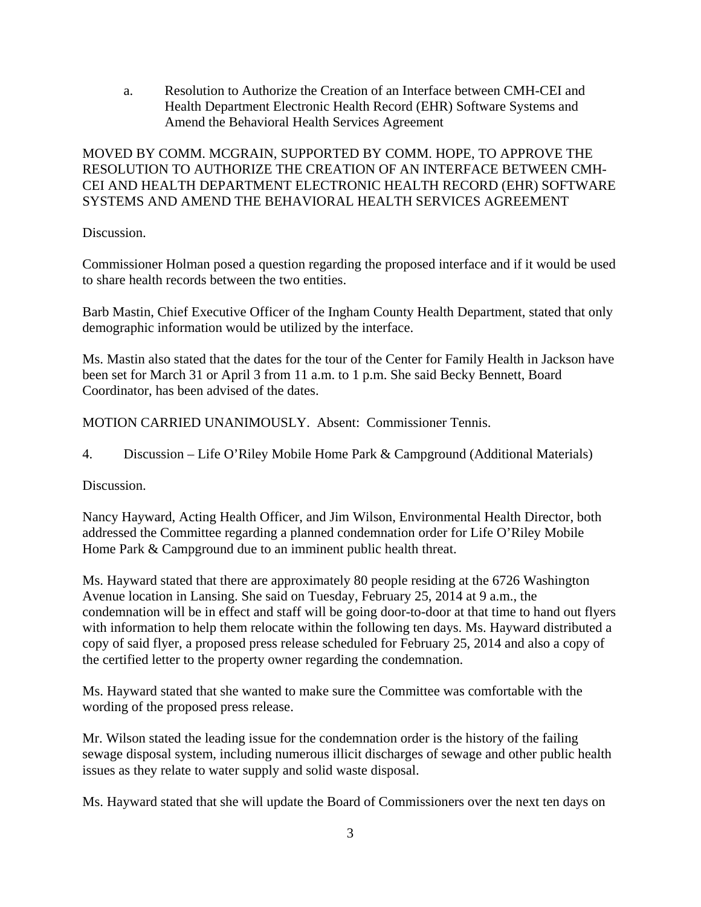a. Resolution to Authorize the Creation of an Interface between CMH-CEI and Health Department Electronic Health Record (EHR) Software Systems and Amend the Behavioral Health Services Agreement

MOVED BY COMM. MCGRAIN, SUPPORTED BY COMM. HOPE, TO APPROVE THE RESOLUTION TO AUTHORIZE THE CREATION OF AN INTERFACE BETWEEN CMH-CEI AND HEALTH DEPARTMENT ELECTRONIC HEALTH RECORD (EHR) SOFTWARE SYSTEMS AND AMEND THE BEHAVIORAL HEALTH SERVICES AGREEMENT

Discussion.

Commissioner Holman posed a question regarding the proposed interface and if it would be used to share health records between the two entities.

Barb Mastin, Chief Executive Officer of the Ingham County Health Department, stated that only demographic information would be utilized by the interface.

Ms. Mastin also stated that the dates for the tour of the Center for Family Health in Jackson have been set for March 31 or April 3 from 11 a.m. to 1 p.m. She said Becky Bennett, Board Coordinator, has been advised of the dates.

MOTION CARRIED UNANIMOUSLY. Absent: Commissioner Tennis.

4. Discussion – Life O'Riley Mobile Home Park & Campground (Additional Materials)

Discussion.

Nancy Hayward, Acting Health Officer, and Jim Wilson, Environmental Health Director, both addressed the Committee regarding a planned condemnation order for Life O'Riley Mobile Home Park & Campground due to an imminent public health threat.

Ms. Hayward stated that there are approximately 80 people residing at the 6726 Washington Avenue location in Lansing. She said on Tuesday, February 25, 2014 at 9 a.m., the condemnation will be in effect and staff will be going door-to-door at that time to hand out flyers with information to help them relocate within the following ten days. Ms. Hayward distributed a copy of said flyer, a proposed press release scheduled for February 25, 2014 and also a copy of the certified letter to the property owner regarding the condemnation.

Ms. Hayward stated that she wanted to make sure the Committee was comfortable with the wording of the proposed press release.

Mr. Wilson stated the leading issue for the condemnation order is the history of the failing sewage disposal system, including numerous illicit discharges of sewage and other public health issues as they relate to water supply and solid waste disposal.

Ms. Hayward stated that she will update the Board of Commissioners over the next ten days on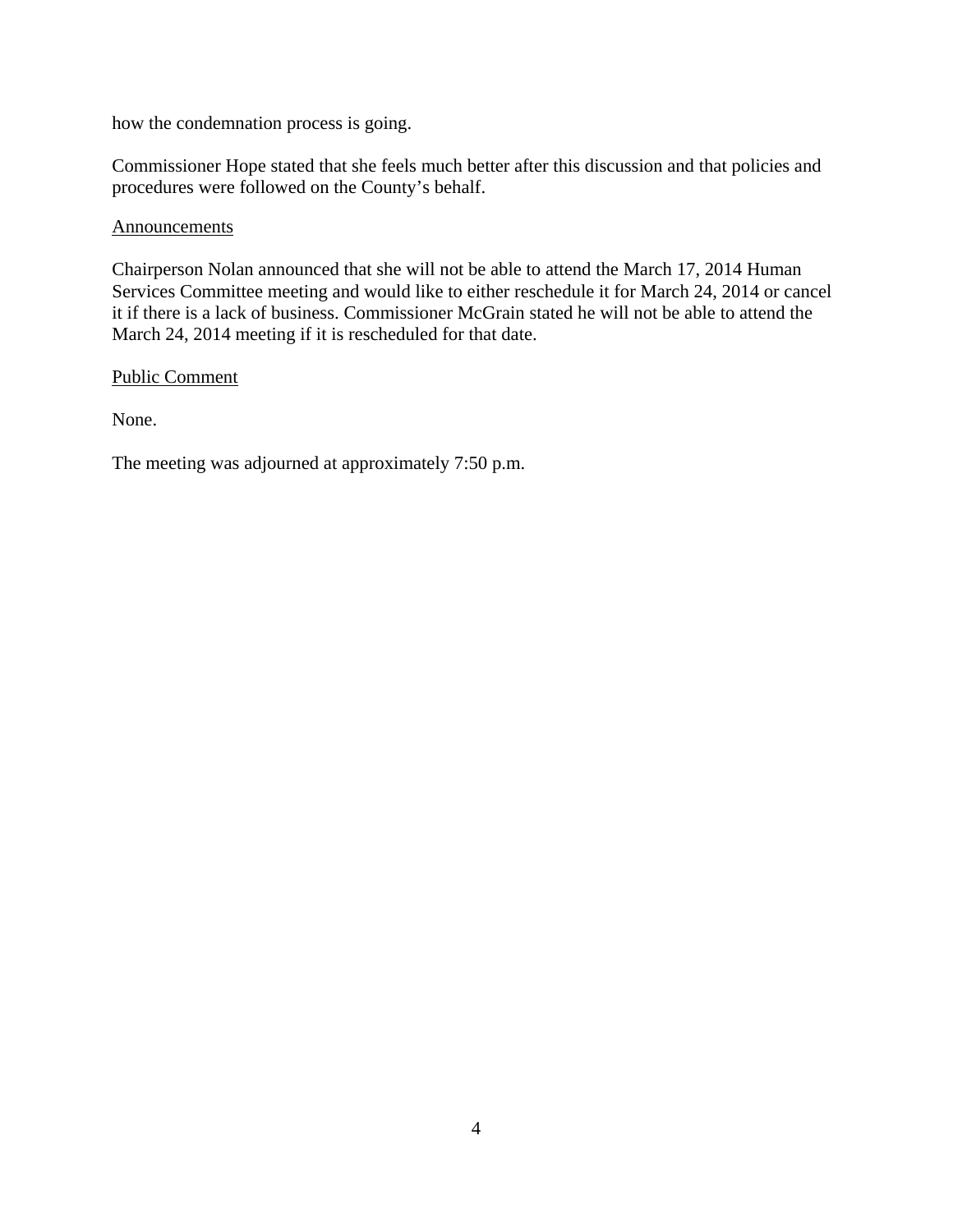how the condemnation process is going.

Commissioner Hope stated that she feels much better after this discussion and that policies and procedures were followed on the County's behalf.

<u>Announcements</u>

Chairperson Nolan announced that she will not be able to attend the March 17, 2014 Human Services Committee meeting and would like to either reschedule it for March 24, 2014 or cancel it if there is a lack of business. Commissioner McGrain stated he will not be able to attend the March 24, 2014 meeting if it is rescheduled for that date.

<u>Public Comment</u>

None.

The meeting was adjourned at approximately 7:50 p.m.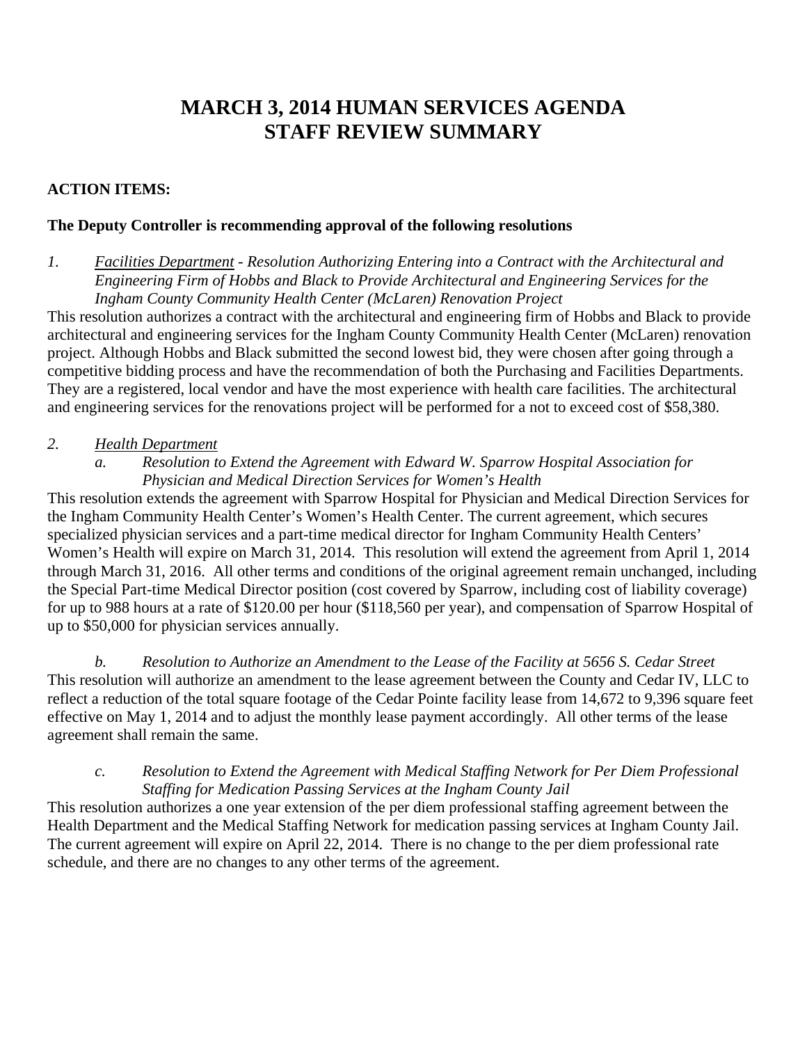# MARCH 3, 2014 HUMAN SERVICES AGENDA STAFF REVIEW SUMMARY

**ACTION ITEMS:**

**The Deputy Controller is recommending approval of the following resolutions**

1. *<u>Facilities Department</u> - Resolution Authorizing Entering into a Contract with the Architectural and Engineering Firm of Hobbs and Black to Provide Architectural and Engineering Services for the Ingham County Community Health Center (McLaren) Renovation Project*

This resolution authorizes a contract with the architectural and engineering firm of Hobbs and Black to provide architectural and engineering services for the Ingham County Community Health Center (McLaren) renovation project. Although Hobbs and Black submitted the second lowest bid, they were chosen after going through a competitive bidding process and have the recommendation of both the Purchasing and Facilities Departments. They are a registered, local vendor and have the most experience with health care facilities. The architectural and engineering services for the renovations project will be performed for a not to exceed cost of $58,380.

2. *<u>Health Department</u>*

   a. *Resolution to Extend the Agreement with Edward W. Sparrow Hospital Association for Physician and Medical Direction Services for Women's Health*

This resolution extends the agreement with Sparrow Hospital for Physician and Medical Direction Services for the Ingham Community Health Center's Women's Health Center. The current agreement, which secures specialized physician services and a part-time medical director for Ingham Community Health Centers' Women's Health will expire on March 31, 2014. This resolution will extend the agreement from April 1, 2014 through March 31, 2016. All other terms and conditions of the original agreement remain unchanged, including the Special Part-time Medical Director position (cost covered by Sparrow, including cost of liability coverage) for up to 988 hours at a rate of $120.00 per hour ($118,560 per year), and compensation of Sparrow Hospital of up to $50,000 for physician services annually.

   b. *Resolution to Authorize an Amendment to the Lease of the Facility at 5656 S. Cedar Street*

This resolution will authorize an amendment to the lease agreement between the County and Cedar IV, LLC to reflect a reduction of the total square footage of the Cedar Pointe facility lease from 14,672 to 9,396 square feet effective on May 1, 2014 and to adjust the monthly lease payment accordingly. All other terms of the lease agreement shall remain the same.

   c. *Resolution to Extend the Agreement with Medical Staffing Network for Per Diem Professional Staffing for Medication Passing Services at the Ingham County Jail*

This resolution authorizes a one year extension of the per diem professional staffing agreement between the Health Department and the Medical Staffing Network for medication passing services at Ingham County Jail. The current agreement will expire on April 22, 2014. There is no change to the per diem professional rate schedule, and there are no changes to any other terms of the agreement.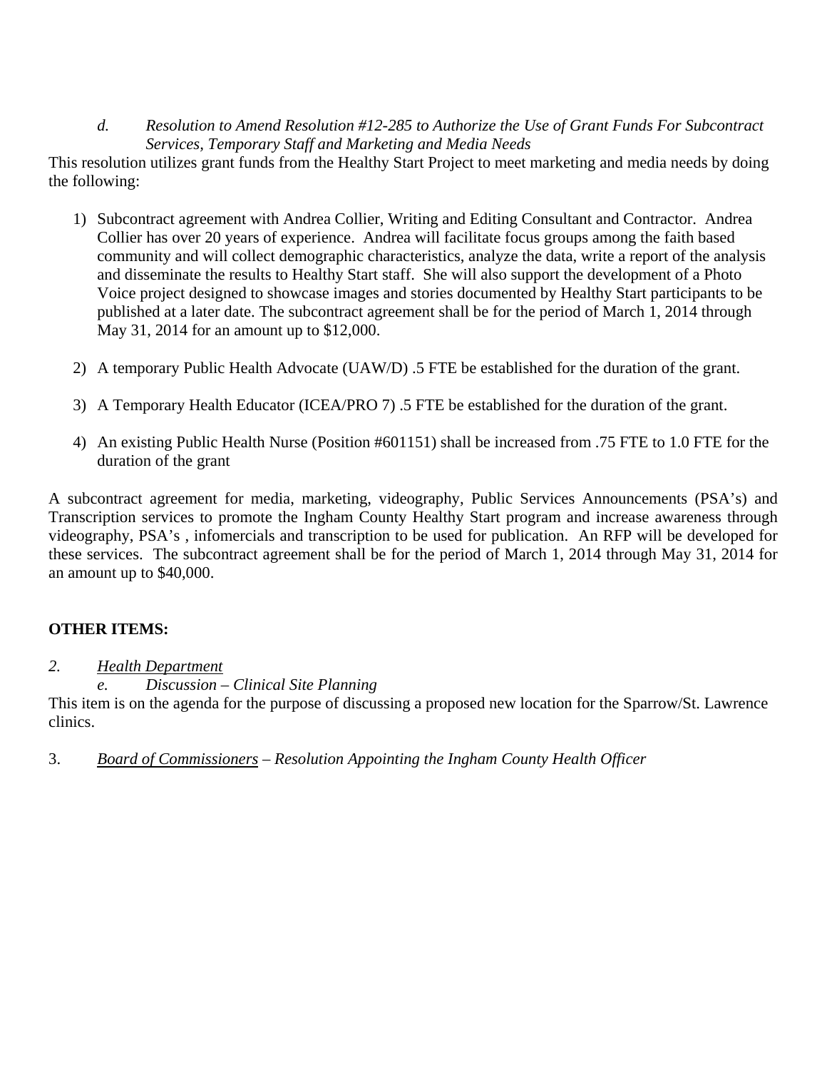*d. Resolution to Amend Resolution #12-285 to Authorize the Use of Grant Funds For Subcontract Services, Temporary Staff and Marketing and Media Needs*

This resolution utilizes grant funds from the Healthy Start Project to meet marketing and media needs by doing the following:

1) Subcontract agreement with Andrea Collier, Writing and Editing Consultant and Contractor. Andrea Collier has over 20 years of experience. Andrea will facilitate focus groups among the faith based community and will collect demographic characteristics, analyze the data, write a report of the analysis and disseminate the results to Healthy Start staff. She will also support the development of a Photo Voice project designed to showcase images and stories documented by Healthy Start participants to be published at a later date. The subcontract agreement shall be for the period of March 1, 2014 through May 31, 2014 for an amount up to $12,000.

2) A temporary Public Health Advocate (UAW/D) .5 FTE be established for the duration of the grant.

3) A Temporary Health Educator (ICEA/PRO 7) .5 FTE be established for the duration of the grant.

4) An existing Public Health Nurse (Position #601151) shall be increased from .75 FTE to 1.0 FTE for the duration of the grant

A subcontract agreement for media, marketing, videography, Public Services Announcements (PSA's) and Transcription services to promote the Ingham County Healthy Start program and increase awareness through videography, PSA's , infomercials and transcription to be used for publication. An RFP will be developed for these services. The subcontract agreement shall be for the period of March 1, 2014 through May 31, 2014 for an amount up to $40,000.

**OTHER ITEMS:**

*2. <u>Health Department</u>*

*e. Discussion – Clinical Site Planning*

This item is on the agenda for the purpose of discussing a proposed new location for the Sparrow/St. Lawrence clinics.

3. <u>Board of Commissioners</u> – *Resolution Appointing the Ingham County Health Officer*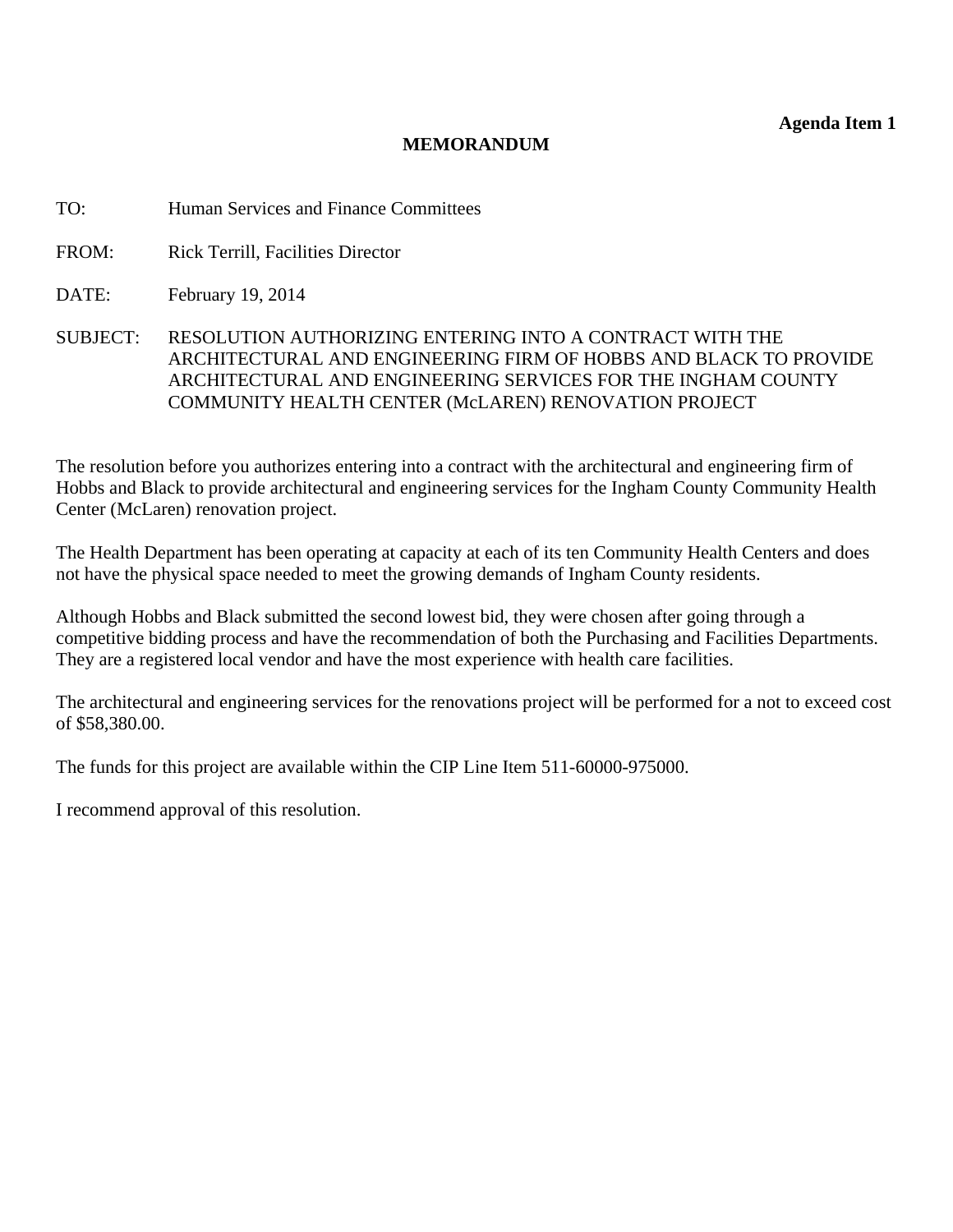**Agenda Item 1**

# MEMORANDUM

TO: Human Services and Finance Committees

FROM: Rick Terrill, Facilities Director

DATE: February 19, 2014

SUBJECT: RESOLUTION AUTHORIZING ENTERING INTO A CONTRACT WITH THE ARCHITECTURAL AND ENGINEERING FIRM OF HOBBS AND BLACK TO PROVIDE ARCHITECTURAL AND ENGINEERING SERVICES FOR THE INGHAM COUNTY COMMUNITY HEALTH CENTER (McLAREN) RENOVATION PROJECT

The resolution before you authorizes entering into a contract with the architectural and engineering firm of Hobbs and Black to provide architectural and engineering services for the Ingham County Community Health Center (McLaren) renovation project.

The Health Department has been operating at capacity at each of its ten Community Health Centers and does not have the physical space needed to meet the growing demands of Ingham County residents.

Although Hobbs and Black submitted the second lowest bid, they were chosen after going through a competitive bidding process and have the recommendation of both the Purchasing and Facilities Departments. They are a registered local vendor and have the most experience with health care facilities.

The architectural and engineering services for the renovations project will be performed for a not to exceed cost of $58,380.00.

The funds for this project are available within the CIP Line Item 511-60000-975000.

I recommend approval of this resolution.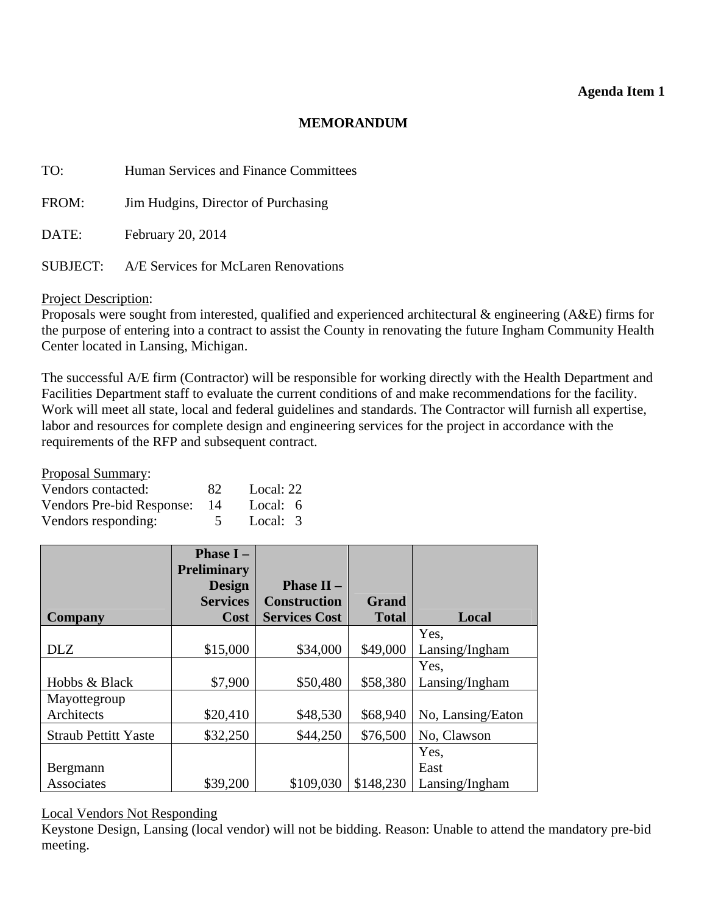**Agenda Item 1**

# MEMORANDUM

TO: Human Services and Finance Committees

FROM: Jim Hudgins, Director of Purchasing

DATE: February 20, 2014

SUBJECT: A/E Services for McLaren Renovations

Project Description:
Proposals were sought from interested, qualified and experienced architectural & engineering (A&E) firms for the purpose of entering into a contract to assist the County in renovating the future Ingham Community Health Center located in Lansing, Michigan.

The successful A/E firm (Contractor) will be responsible for working directly with the Health Department and Facilities Department staff to evaluate the current conditions of and make recommendations for the facility. Work will meet all state, local and federal guidelines and standards. The Contractor will furnish all expertise, labor and resources for complete design and engineering services for the project in accordance with the requirements of the RFP and subsequent contract.

Proposal Summary:

| | | |
|---|---|---|
| Vendors contacted: | 82 | Local: 22 |
| Vendors Pre-bid Response: | 14 | Local: 6 |
| Vendors responding: | 5 | Local: 3 |

| Company | Phase I – Preliminary Design Services Cost | Phase II – Construction Services Cost | Grand Total | Local |
|---|---|---|---|---|
| DLZ | $15,000 | $34,000 | $49,000 | Yes, Lansing/Ingham |
| Hobbs & Black | $7,900 | $50,480 | $58,380 | Yes, Lansing/Ingham |
| Mayottegroup Architects | $20,410 | $48,530 | $68,940 | No, Lansing/Eaton |
| Straub Pettitt Yaste | $32,250 | $44,250 | $76,500 | No, Clawson |
| Bergmann Associates | $39,200 | $109,030 | $148,230 | Yes, East Lansing/Ingham |

Local Vendors Not Responding
Keystone Design, Lansing (local vendor) will not be bidding. Reason: Unable to attend the mandatory pre-bid meeting.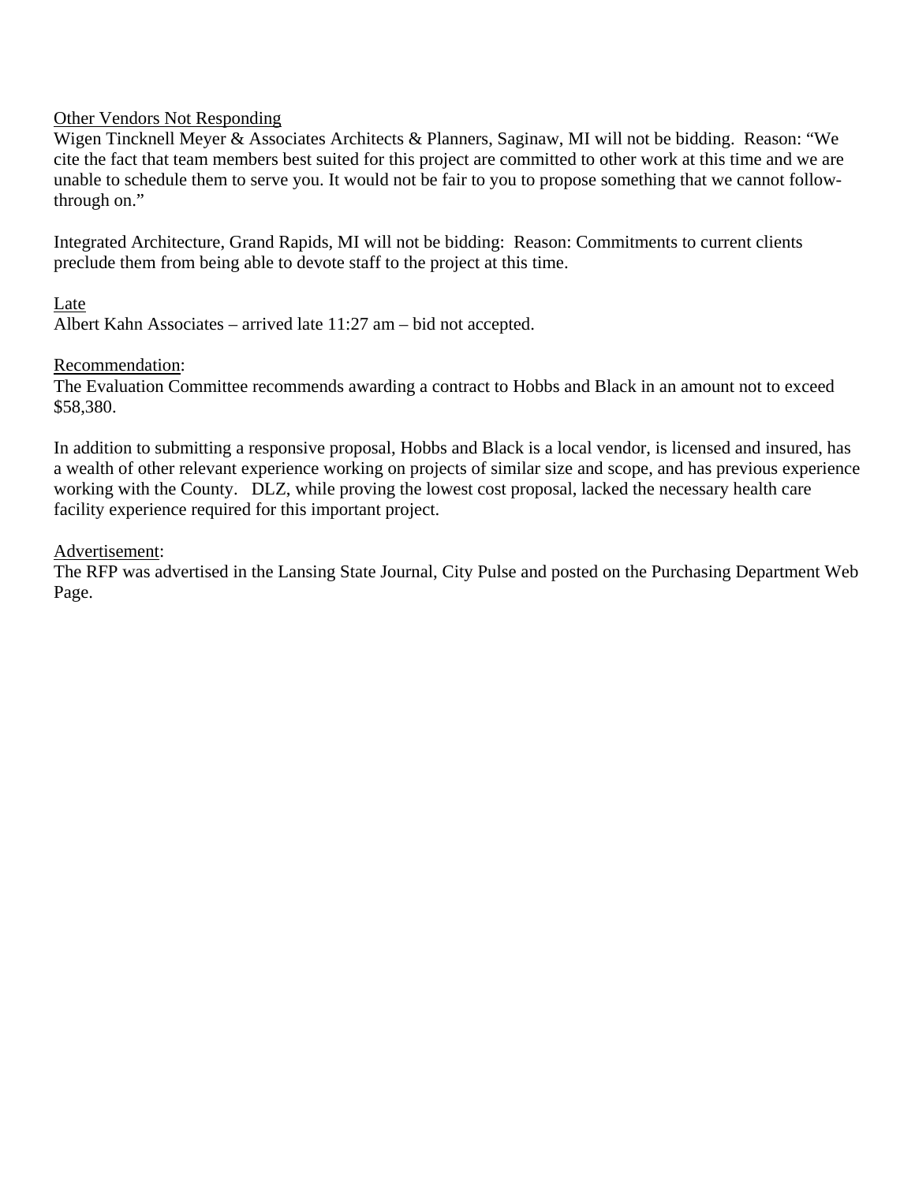Other Vendors Not Responding

Wigen Tincknell Meyer & Associates Architects & Planners, Saginaw, MI will not be bidding. Reason: "We cite the fact that team members best suited for this project are committed to other work at this time and we are unable to schedule them to serve you. It would not be fair to you to propose something that we cannot follow-through on."

Integrated Architecture, Grand Rapids, MI will not be bidding: Reason: Commitments to current clients preclude them from being able to devote staff to the project at this time.

Late

Albert Kahn Associates – arrived late 11:27 am – bid not accepted.

Recommendation:

The Evaluation Committee recommends awarding a contract to Hobbs and Black in an amount not to exceed $58,380.

In addition to submitting a responsive proposal, Hobbs and Black is a local vendor, is licensed and insured, has a wealth of other relevant experience working on projects of similar size and scope, and has previous experience working with the County. DLZ, while proving the lowest cost proposal, lacked the necessary health care facility experience required for this important project.

Advertisement:

The RFP was advertised in the Lansing State Journal, City Pulse and posted on the Purchasing Department Web Page.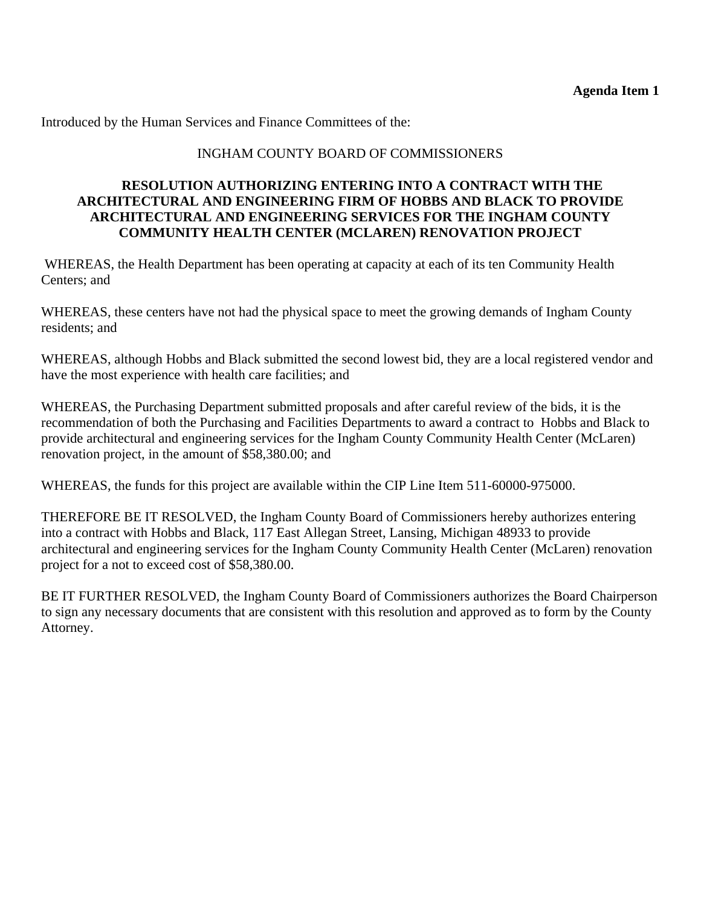**Agenda Item 1**

Introduced by the Human Services and Finance Committees of the:

INGHAM COUNTY BOARD OF COMMISSIONERS

**RESOLUTION AUTHORIZING ENTERING INTO A CONTRACT WITH THE ARCHITECTURAL AND ENGINEERING FIRM OF HOBBS AND BLACK TO PROVIDE ARCHITECTURAL AND ENGINEERING SERVICES FOR THE INGHAM COUNTY COMMUNITY HEALTH CENTER (MCLAREN) RENOVATION PROJECT**

WHEREAS, the Health Department has been operating at capacity at each of its ten Community Health Centers; and

WHEREAS, these centers have not had the physical space to meet the growing demands of Ingham County residents; and

WHEREAS, although Hobbs and Black submitted the second lowest bid, they are a local registered vendor and have the most experience with health care facilities; and

WHEREAS, the Purchasing Department submitted proposals and after careful review of the bids, it is the recommendation of both the Purchasing and Facilities Departments to award a contract to Hobbs and Black to provide architectural and engineering services for the Ingham County Community Health Center (McLaren) renovation project, in the amount of $58,380.00; and

WHEREAS, the funds for this project are available within the CIP Line Item 511-60000-975000.

THEREFORE BE IT RESOLVED, the Ingham County Board of Commissioners hereby authorizes entering into a contract with Hobbs and Black, 117 East Allegan Street, Lansing, Michigan 48933 to provide architectural and engineering services for the Ingham County Community Health Center (McLaren) renovation project for a not to exceed cost of $58,380.00.

BE IT FURTHER RESOLVED, the Ingham County Board of Commissioners authorizes the Board Chairperson to sign any necessary documents that are consistent with this resolution and approved as to form by the County Attorney.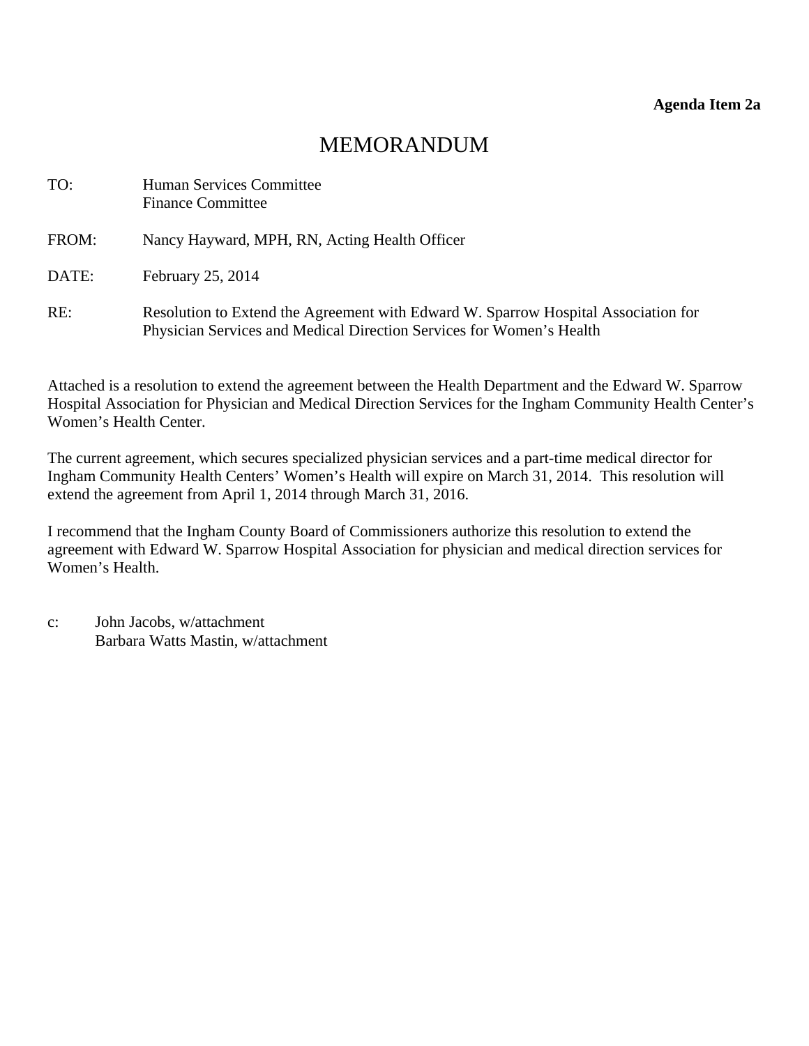**Agenda Item 2a**

# MEMORANDUM

TO: Human Services Committee
Finance Committee

FROM: Nancy Hayward, MPH, RN, Acting Health Officer

DATE: February 25, 2014

RE: Resolution to Extend the Agreement with Edward W. Sparrow Hospital Association for Physician Services and Medical Direction Services for Women's Health

Attached is a resolution to extend the agreement between the Health Department and the Edward W. Sparrow Hospital Association for Physician and Medical Direction Services for the Ingham Community Health Center's Women's Health Center.

The current agreement, which secures specialized physician services and a part-time medical director for Ingham Community Health Centers' Women's Health will expire on March 31, 2014. This resolution will extend the agreement from April 1, 2014 through March 31, 2016.

I recommend that the Ingham County Board of Commissioners authorize this resolution to extend the agreement with Edward W. Sparrow Hospital Association for physician and medical direction services for Women's Health.

c: John Jacobs, w/attachment
Barbara Watts Mastin, w/attachment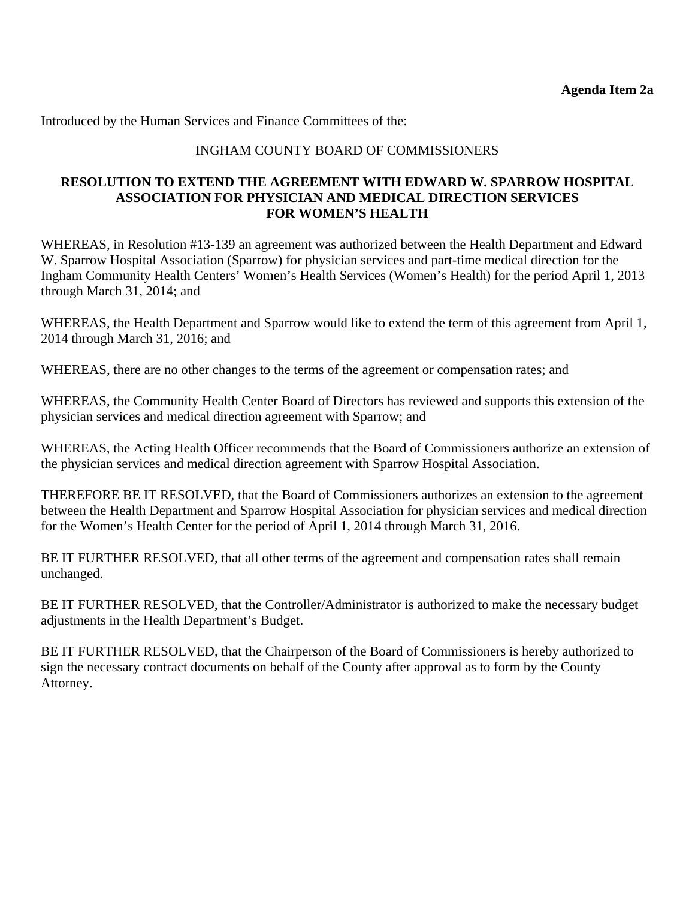**Agenda Item 2a**

Introduced by the Human Services and Finance Committees of the:

INGHAM COUNTY BOARD OF COMMISSIONERS

**RESOLUTION TO EXTEND THE AGREEMENT WITH EDWARD W. SPARROW HOSPITAL ASSOCIATION FOR PHYSICIAN AND MEDICAL DIRECTION SERVICES FOR WOMEN'S HEALTH**

WHEREAS, in Resolution #13-139 an agreement was authorized between the Health Department and Edward W. Sparrow Hospital Association (Sparrow) for physician services and part-time medical direction for the Ingham Community Health Centers' Women's Health Services (Women's Health) for the period April 1, 2013 through March 31, 2014; and

WHEREAS, the Health Department and Sparrow would like to extend the term of this agreement from April 1, 2014 through March 31, 2016; and

WHEREAS, there are no other changes to the terms of the agreement or compensation rates; and

WHEREAS, the Community Health Center Board of Directors has reviewed and supports this extension of the physician services and medical direction agreement with Sparrow; and

WHEREAS, the Acting Health Officer recommends that the Board of Commissioners authorize an extension of the physician services and medical direction agreement with Sparrow Hospital Association.

THEREFORE BE IT RESOLVED, that the Board of Commissioners authorizes an extension to the agreement between the Health Department and Sparrow Hospital Association for physician services and medical direction for the Women's Health Center for the period of April 1, 2014 through March 31, 2016.

BE IT FURTHER RESOLVED, that all other terms of the agreement and compensation rates shall remain unchanged.

BE IT FURTHER RESOLVED, that the Controller/Administrator is authorized to make the necessary budget adjustments in the Health Department's Budget.

BE IT FURTHER RESOLVED, that the Chairperson of the Board of Commissioners is hereby authorized to sign the necessary contract documents on behalf of the County after approval as to form by the County Attorney.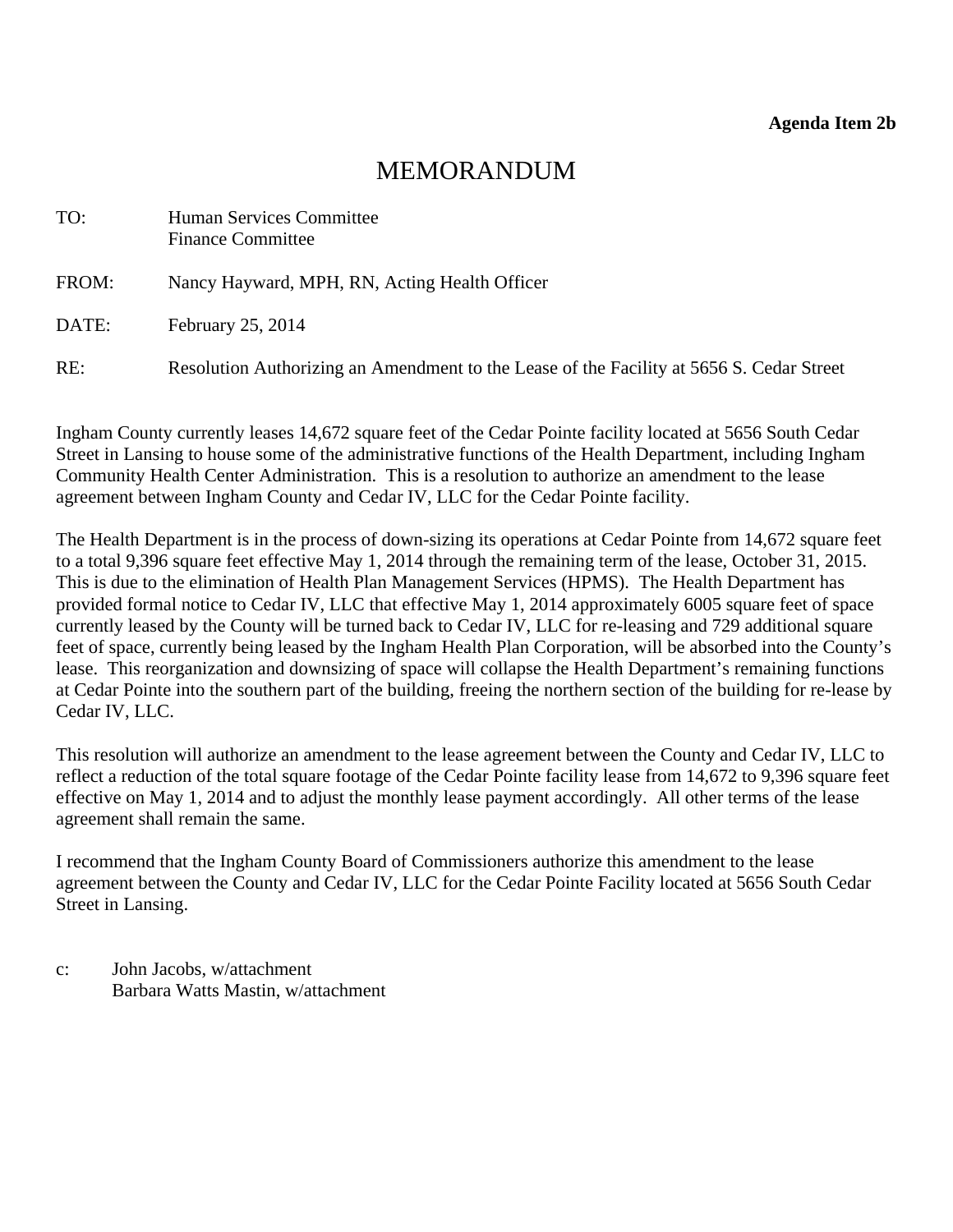**Agenda Item 2b**

# MEMORANDUM

TO: Human Services Committee
Finance Committee

FROM: Nancy Hayward, MPH, RN, Acting Health Officer

DATE: February 25, 2014

RE: Resolution Authorizing an Amendment to the Lease of the Facility at 5656 S. Cedar Street

Ingham County currently leases 14,672 square feet of the Cedar Pointe facility located at 5656 South Cedar Street in Lansing to house some of the administrative functions of the Health Department, including Ingham Community Health Center Administration. This is a resolution to authorize an amendment to the lease agreement between Ingham County and Cedar IV, LLC for the Cedar Pointe facility.

The Health Department is in the process of down-sizing its operations at Cedar Pointe from 14,672 square feet to a total 9,396 square feet effective May 1, 2014 through the remaining term of the lease, October 31, 2015. This is due to the elimination of Health Plan Management Services (HPMS). The Health Department has provided formal notice to Cedar IV, LLC that effective May 1, 2014 approximately 6005 square feet of space currently leased by the County will be turned back to Cedar IV, LLC for re-leasing and 729 additional square feet of space, currently being leased by the Ingham Health Plan Corporation, will be absorbed into the County's lease. This reorganization and downsizing of space will collapse the Health Department's remaining functions at Cedar Pointe into the southern part of the building, freeing the northern section of the building for re-lease by Cedar IV, LLC.

This resolution will authorize an amendment to the lease agreement between the County and Cedar IV, LLC to reflect a reduction of the total square footage of the Cedar Pointe facility lease from 14,672 to 9,396 square feet effective on May 1, 2014 and to adjust the monthly lease payment accordingly. All other terms of the lease agreement shall remain the same.

I recommend that the Ingham County Board of Commissioners authorize this amendment to the lease agreement between the County and Cedar IV, LLC for the Cedar Pointe Facility located at 5656 South Cedar Street in Lansing.

c: John Jacobs, w/attachment
Barbara Watts Mastin, w/attachment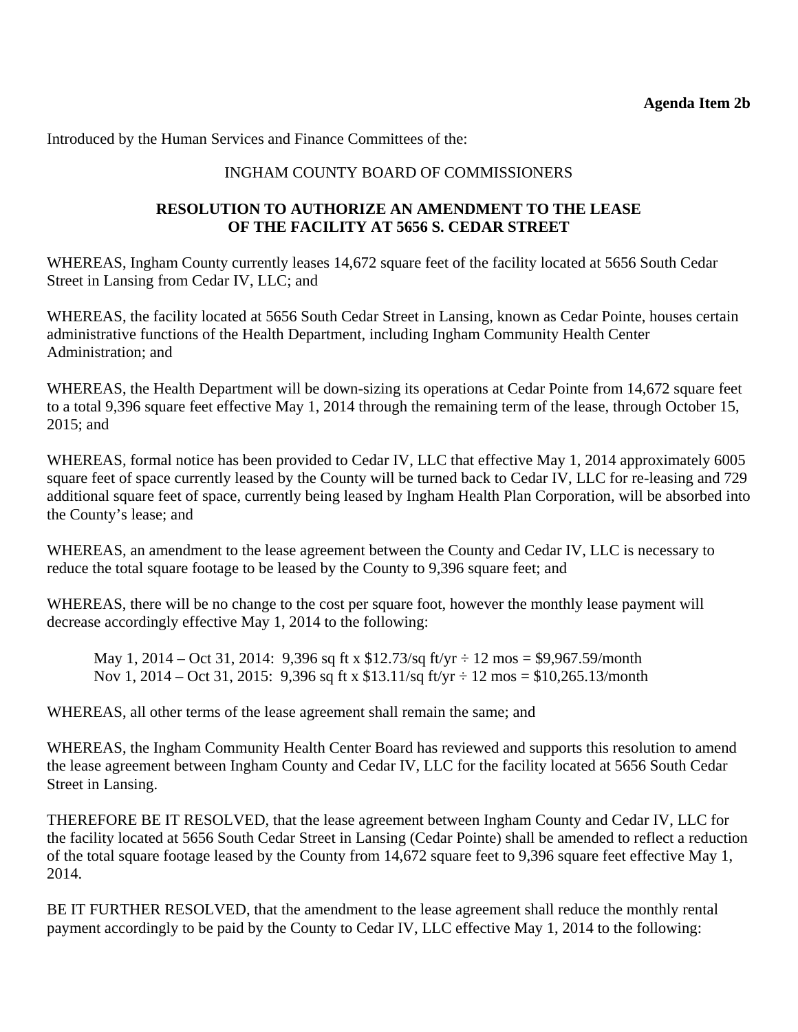**Agenda Item 2b**

Introduced by the Human Services and Finance Committees of the:

INGHAM COUNTY BOARD OF COMMISSIONERS

**RESOLUTION TO AUTHORIZE AN AMENDMENT TO THE LEASE OF THE FACILITY AT 5656 S. CEDAR STREET**

WHEREAS, Ingham County currently leases 14,672 square feet of the facility located at 5656 South Cedar Street in Lansing from Cedar IV, LLC; and

WHEREAS, the facility located at 5656 South Cedar Street in Lansing, known as Cedar Pointe, houses certain administrative functions of the Health Department, including Ingham Community Health Center Administration; and

WHEREAS, the Health Department will be down-sizing its operations at Cedar Pointe from 14,672 square feet to a total 9,396 square feet effective May 1, 2014 through the remaining term of the lease, through October 15, 2015; and

WHEREAS, formal notice has been provided to Cedar IV, LLC that effective May 1, 2014 approximately 6005 square feet of space currently leased by the County will be turned back to Cedar IV, LLC for re-leasing and 729 additional square feet of space, currently being leased by Ingham Health Plan Corporation, will be absorbed into the County's lease; and

WHEREAS, an amendment to the lease agreement between the County and Cedar IV, LLC is necessary to reduce the total square footage to be leased by the County to 9,396 square feet; and

WHEREAS, there will be no change to the cost per square foot, however the monthly lease payment will decrease accordingly effective May 1, 2014 to the following:

May 1, 2014 – Oct 31, 2014: 9,396 sq ft x $12.73/sq ft/yr ÷ 12 mos = $9,967.59/month
Nov 1, 2014 – Oct 31, 2015: 9,396 sq ft x $13.11/sq ft/yr ÷ 12 mos = $10,265.13/month

WHEREAS, all other terms of the lease agreement shall remain the same; and

WHEREAS, the Ingham Community Health Center Board has reviewed and supports this resolution to amend the lease agreement between Ingham County and Cedar IV, LLC for the facility located at 5656 South Cedar Street in Lansing.

THEREFORE BE IT RESOLVED, that the lease agreement between Ingham County and Cedar IV, LLC for the facility located at 5656 South Cedar Street in Lansing (Cedar Pointe) shall be amended to reflect a reduction of the total square footage leased by the County from 14,672 square feet to 9,396 square feet effective May 1, 2014.

BE IT FURTHER RESOLVED, that the amendment to the lease agreement shall reduce the monthly rental payment accordingly to be paid by the County to Cedar IV, LLC effective May 1, 2014 to the following: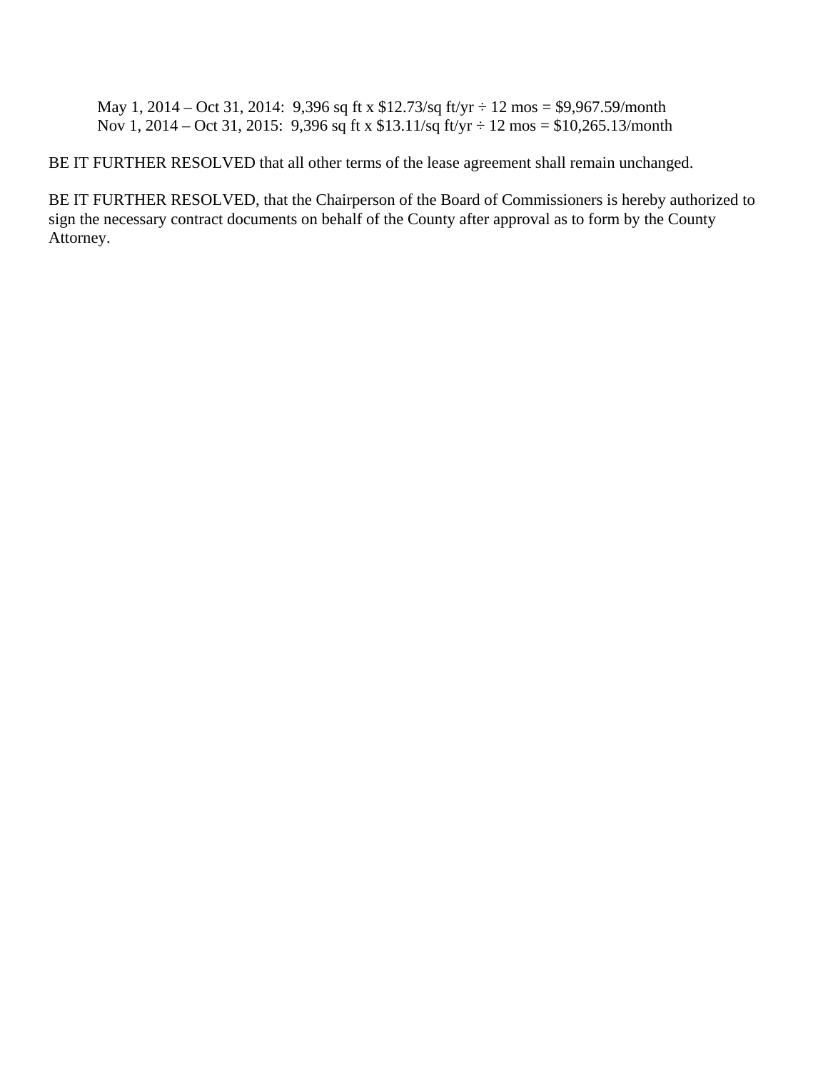May 1, 2014 – Oct 31, 2014: 9,396 sq ft x $12.73/sq ft/yr ÷ 12 mos = $9,967.59/month
Nov 1, 2014 – Oct 31, 2015: 9,396 sq ft x $13.11/sq ft/yr ÷ 12 mos = $10,265.13/month

BE IT FURTHER RESOLVED that all other terms of the lease agreement shall remain unchanged.

BE IT FURTHER RESOLVED, that the Chairperson of the Board of Commissioners is hereby authorized to sign the necessary contract documents on behalf of the County after approval as to form by the County Attorney.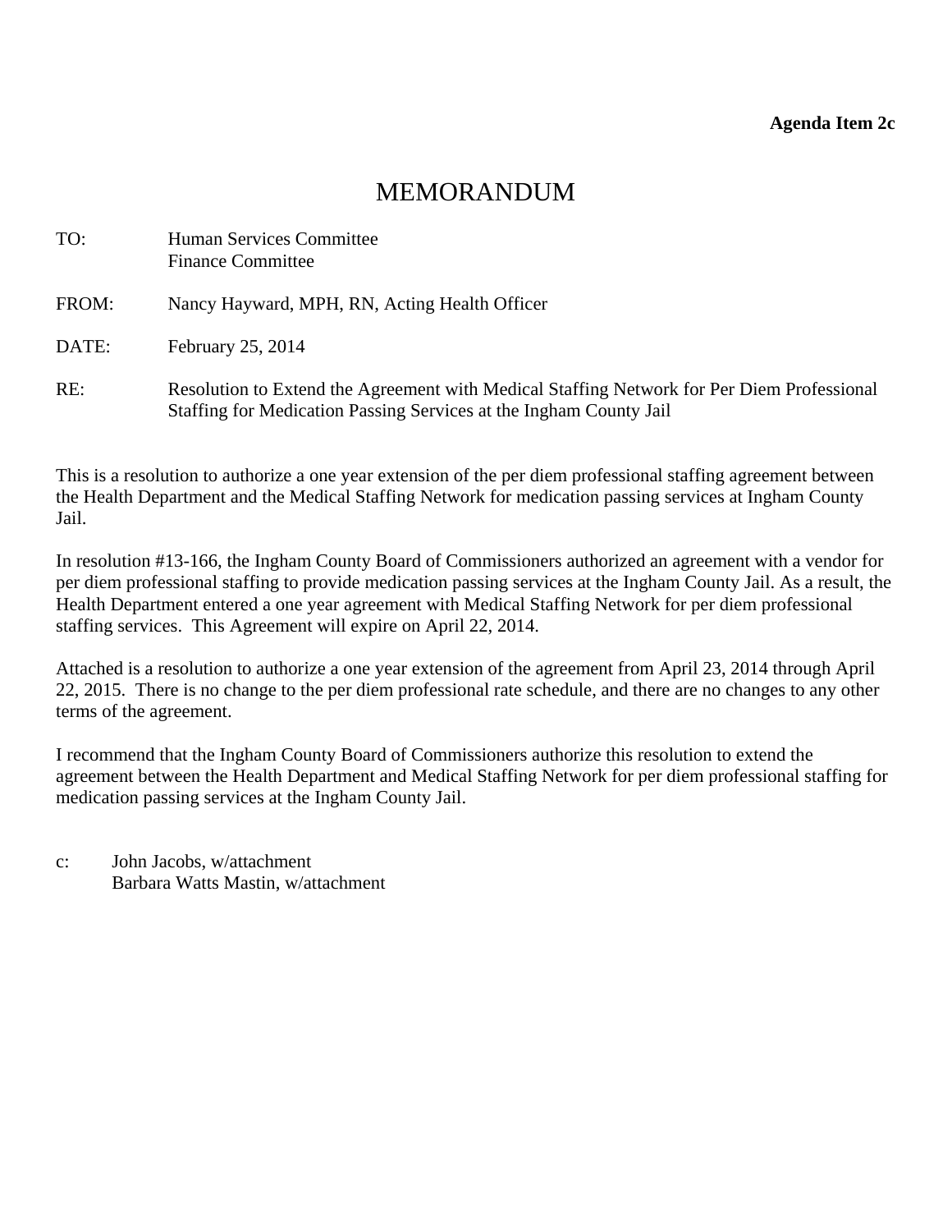**Agenda Item 2c**

# MEMORANDUM

TO: Human Services Committee
Finance Committee

FROM: Nancy Hayward, MPH, RN, Acting Health Officer

DATE: February 25, 2014

RE: Resolution to Extend the Agreement with Medical Staffing Network for Per Diem Professional Staffing for Medication Passing Services at the Ingham County Jail

This is a resolution to authorize a one year extension of the per diem professional staffing agreement between the Health Department and the Medical Staffing Network for medication passing services at Ingham County Jail.

In resolution #13-166, the Ingham County Board of Commissioners authorized an agreement with a vendor for per diem professional staffing to provide medication passing services at the Ingham County Jail. As a result, the Health Department entered a one year agreement with Medical Staffing Network for per diem professional staffing services. This Agreement will expire on April 22, 2014.

Attached is a resolution to authorize a one year extension of the agreement from April 23, 2014 through April 22, 2015. There is no change to the per diem professional rate schedule, and there are no changes to any other terms of the agreement.

I recommend that the Ingham County Board of Commissioners authorize this resolution to extend the agreement between the Health Department and Medical Staffing Network for per diem professional staffing for medication passing services at the Ingham County Jail.

c: John Jacobs, w/attachment
Barbara Watts Mastin, w/attachment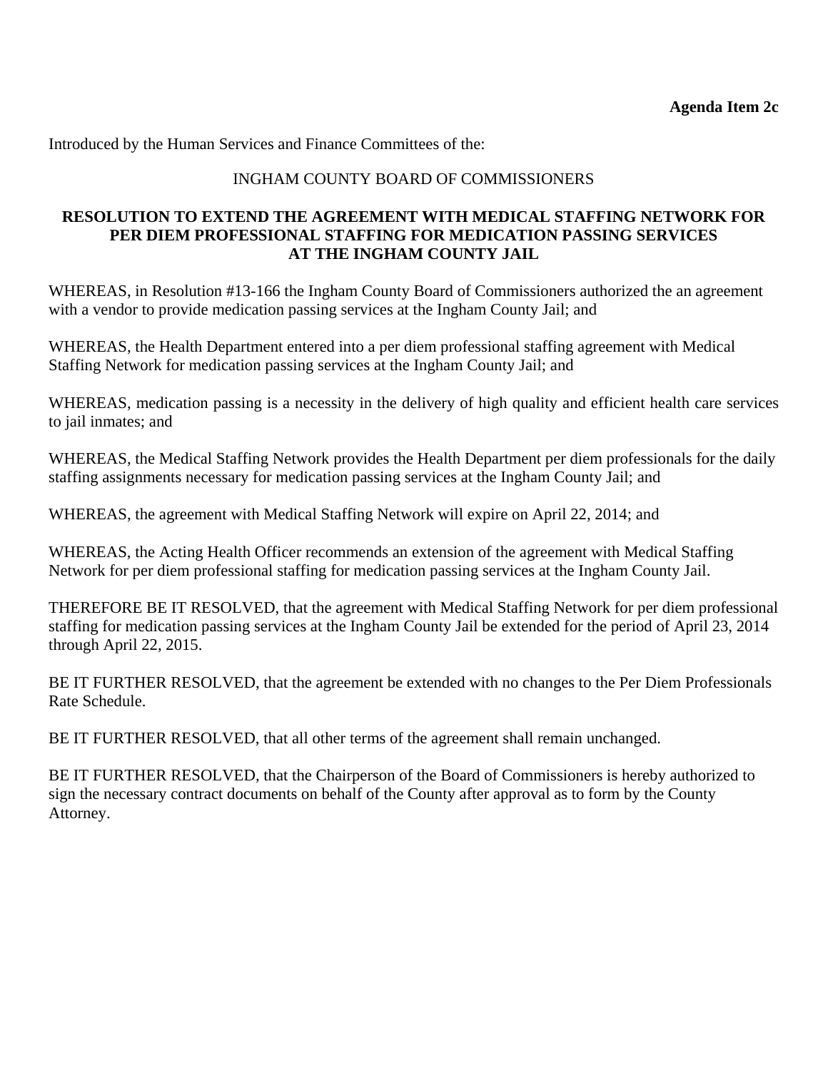**Agenda Item 2c**

Introduced by the Human Services and Finance Committees of the:

INGHAM COUNTY BOARD OF COMMISSIONERS

**RESOLUTION TO EXTEND THE AGREEMENT WITH MEDICAL STAFFING NETWORK FOR PER DIEM PROFESSIONAL STAFFING FOR MEDICATION PASSING SERVICES AT THE INGHAM COUNTY JAIL**

WHEREAS, in Resolution #13-166 the Ingham County Board of Commissioners authorized the an agreement with a vendor to provide medication passing services at the Ingham County Jail; and

WHEREAS, the Health Department entered into a per diem professional staffing agreement with Medical Staffing Network for medication passing services at the Ingham County Jail; and

WHEREAS, medication passing is a necessity in the delivery of high quality and efficient health care services to jail inmates; and

WHEREAS, the Medical Staffing Network provides the Health Department per diem professionals for the daily staffing assignments necessary for medication passing services at the Ingham County Jail; and

WHEREAS, the agreement with Medical Staffing Network will expire on April 22, 2014; and

WHEREAS, the Acting Health Officer recommends an extension of the agreement with Medical Staffing Network for per diem professional staffing for medication passing services at the Ingham County Jail.

THEREFORE BE IT RESOLVED, that the agreement with Medical Staffing Network for per diem professional staffing for medication passing services at the Ingham County Jail be extended for the period of April 23, 2014 through April 22, 2015.

BE IT FURTHER RESOLVED, that the agreement be extended with no changes to the Per Diem Professionals Rate Schedule.

BE IT FURTHER RESOLVED, that all other terms of the agreement shall remain unchanged.

BE IT FURTHER RESOLVED, that the Chairperson of the Board of Commissioners is hereby authorized to sign the necessary contract documents on behalf of the County after approval as to form by the County Attorney.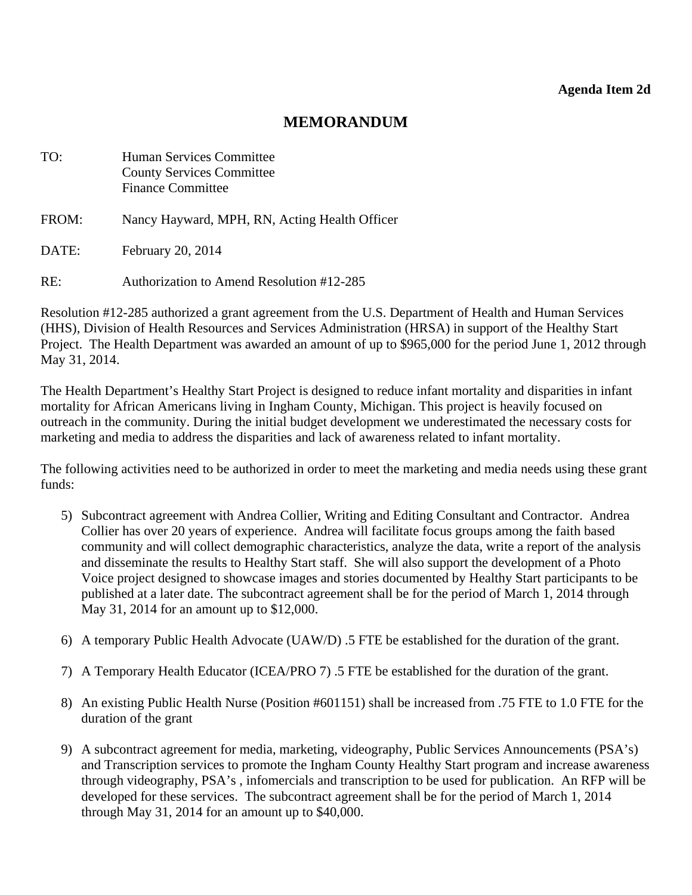**Agenda Item 2d**

# MEMORANDUM

TO: Human Services Committee
County Services Committee
Finance Committee

FROM: Nancy Hayward, MPH, RN, Acting Health Officer

DATE: February 20, 2014

RE: Authorization to Amend Resolution #12-285

Resolution #12-285 authorized a grant agreement from the U.S. Department of Health and Human Services (HHS), Division of Health Resources and Services Administration (HRSA) in support of the Healthy Start Project. The Health Department was awarded an amount of up to $965,000 for the period June 1, 2012 through May 31, 2014.

The Health Department's Healthy Start Project is designed to reduce infant mortality and disparities in infant mortality for African Americans living in Ingham County, Michigan. This project is heavily focused on outreach in the community. During the initial budget development we underestimated the necessary costs for marketing and media to address the disparities and lack of awareness related to infant mortality.

The following activities need to be authorized in order to meet the marketing and media needs using these grant funds:

5) Subcontract agreement with Andrea Collier, Writing and Editing Consultant and Contractor. Andrea Collier has over 20 years of experience. Andrea will facilitate focus groups among the faith based community and will collect demographic characteristics, analyze the data, write a report of the analysis and disseminate the results to Healthy Start staff. She will also support the development of a Photo Voice project designed to showcase images and stories documented by Healthy Start participants to be published at a later date. The subcontract agreement shall be for the period of March 1, 2014 through May 31, 2014 for an amount up to $12,000.

6) A temporary Public Health Advocate (UAW/D) .5 FTE be established for the duration of the grant.

7) A Temporary Health Educator (ICEA/PRO 7) .5 FTE be established for the duration of the grant.

8) An existing Public Health Nurse (Position #601151) shall be increased from .75 FTE to 1.0 FTE for the duration of the grant

9) A subcontract agreement for media, marketing, videography, Public Services Announcements (PSA's) and Transcription services to promote the Ingham County Healthy Start program and increase awareness through videography, PSA's , infomercials and transcription to be used for publication. An RFP will be developed for these services. The subcontract agreement shall be for the period of March 1, 2014 through May 31, 2014 for an amount up to $40,000.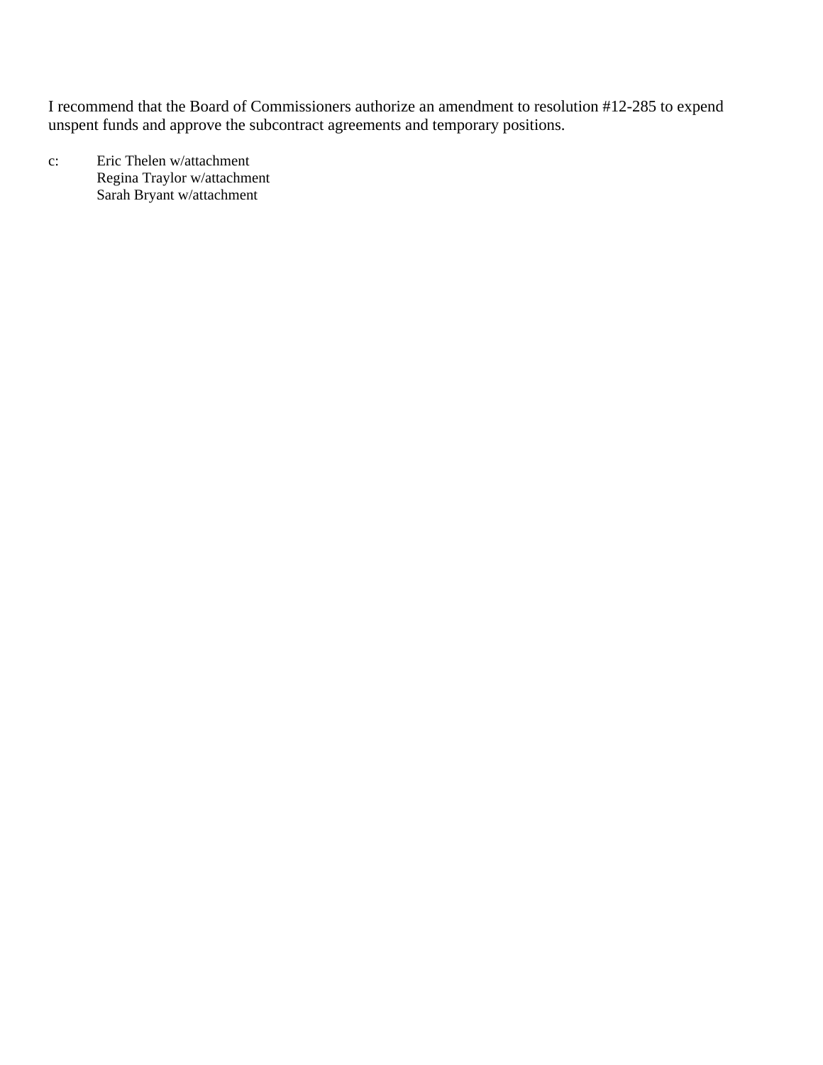I recommend that the Board of Commissioners authorize an amendment to resolution #12-285 to expend unspent funds and approve the subcontract agreements and temporary positions.

c: Eric Thelen w/attachment
Regina Traylor w/attachment
Sarah Bryant w/attachment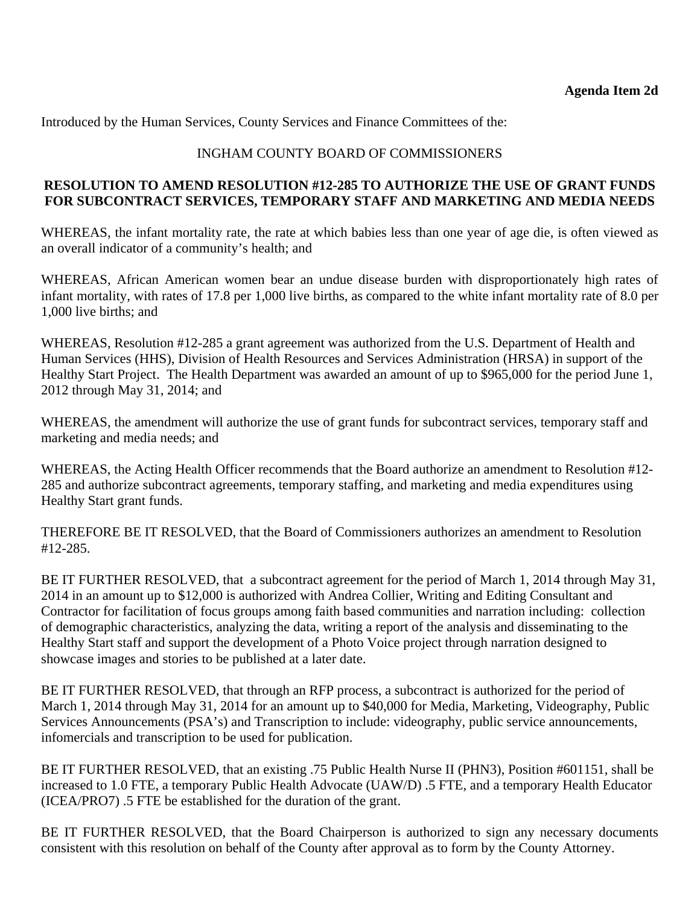**Agenda Item 2d**

Introduced by the Human Services, County Services and Finance Committees of the:

INGHAM COUNTY BOARD OF COMMISSIONERS

**RESOLUTION TO AMEND RESOLUTION #12-285 TO AUTHORIZE THE USE OF GRANT FUNDS FOR SUBCONTRACT SERVICES, TEMPORARY STAFF AND MARKETING AND MEDIA NEEDS**

WHEREAS, the infant mortality rate, the rate at which babies less than one year of age die, is often viewed as an overall indicator of a community's health; and

WHEREAS, African American women bear an undue disease burden with disproportionately high rates of infant mortality, with rates of 17.8 per 1,000 live births, as compared to the white infant mortality rate of 8.0 per 1,000 live births; and

WHEREAS, Resolution #12-285 a grant agreement was authorized from the U.S. Department of Health and Human Services (HHS), Division of Health Resources and Services Administration (HRSA) in support of the Healthy Start Project. The Health Department was awarded an amount of up to $965,000 for the period June 1, 2012 through May 31, 2014; and

WHEREAS, the amendment will authorize the use of grant funds for subcontract services, temporary staff and marketing and media needs; and

WHEREAS, the Acting Health Officer recommends that the Board authorize an amendment to Resolution #12-285 and authorize subcontract agreements, temporary staffing, and marketing and media expenditures using Healthy Start grant funds.

THEREFORE BE IT RESOLVED, that the Board of Commissioners authorizes an amendment to Resolution #12-285.

BE IT FURTHER RESOLVED, that a subcontract agreement for the period of March 1, 2014 through May 31, 2014 in an amount up to $12,000 is authorized with Andrea Collier, Writing and Editing Consultant and Contractor for facilitation of focus groups among faith based communities and narration including: collection of demographic characteristics, analyzing the data, writing a report of the analysis and disseminating to the Healthy Start staff and support the development of a Photo Voice project through narration designed to showcase images and stories to be published at a later date.

BE IT FURTHER RESOLVED, that through an RFP process, a subcontract is authorized for the period of March 1, 2014 through May 31, 2014 for an amount up to $40,000 for Media, Marketing, Videography, Public Services Announcements (PSA's) and Transcription to include: videography, public service announcements, infomercials and transcription to be used for publication.

BE IT FURTHER RESOLVED, that an existing .75 Public Health Nurse II (PHN3), Position #601151, shall be increased to 1.0 FTE, a temporary Public Health Advocate (UAW/D) .5 FTE, and a temporary Health Educator (ICEA/PRO7) .5 FTE be established for the duration of the grant.

BE IT FURTHER RESOLVED, that the Board Chairperson is authorized to sign any necessary documents consistent with this resolution on behalf of the County after approval as to form by the County Attorney.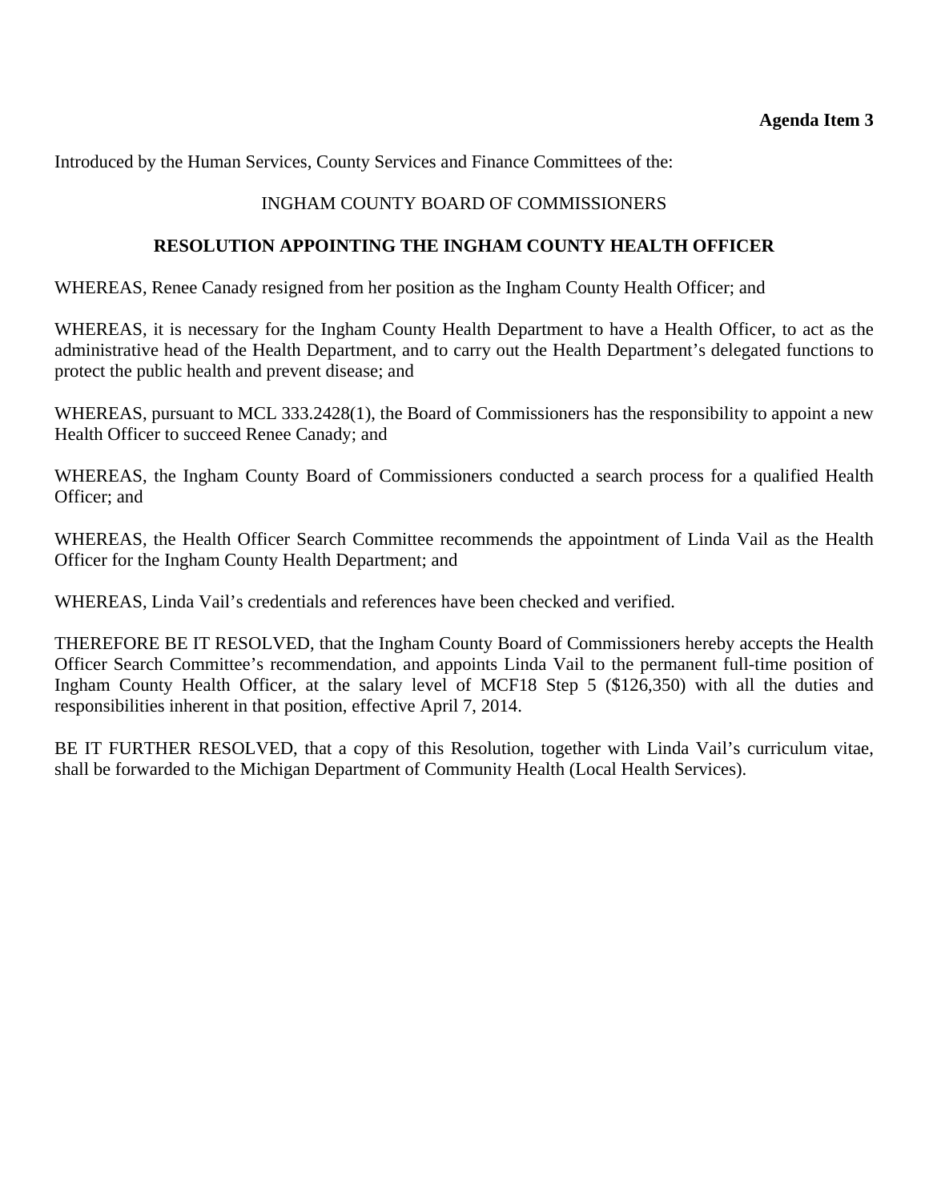**Agenda Item 3**

Introduced by the Human Services, County Services and Finance Committees of the:

INGHAM COUNTY BOARD OF COMMISSIONERS

**RESOLUTION APPOINTING THE INGHAM COUNTY HEALTH OFFICER**

WHEREAS, Renee Canady resigned from her position as the Ingham County Health Officer; and

WHEREAS, it is necessary for the Ingham County Health Department to have a Health Officer, to act as the administrative head of the Health Department, and to carry out the Health Department's delegated functions to protect the public health and prevent disease; and

WHEREAS, pursuant to MCL 333.2428(1), the Board of Commissioners has the responsibility to appoint a new Health Officer to succeed Renee Canady; and

WHEREAS, the Ingham County Board of Commissioners conducted a search process for a qualified Health Officer; and

WHEREAS, the Health Officer Search Committee recommends the appointment of Linda Vail as the Health Officer for the Ingham County Health Department; and

WHEREAS, Linda Vail's credentials and references have been checked and verified.

THEREFORE BE IT RESOLVED, that the Ingham County Board of Commissioners hereby accepts the Health Officer Search Committee's recommendation, and appoints Linda Vail to the permanent full-time position of Ingham County Health Officer, at the salary level of MCF18 Step 5 ($126,350) with all the duties and responsibilities inherent in that position, effective April 7, 2014.

BE IT FURTHER RESOLVED, that a copy of this Resolution, together with Linda Vail's curriculum vitae, shall be forwarded to the Michigan Department of Community Health (Local Health Services).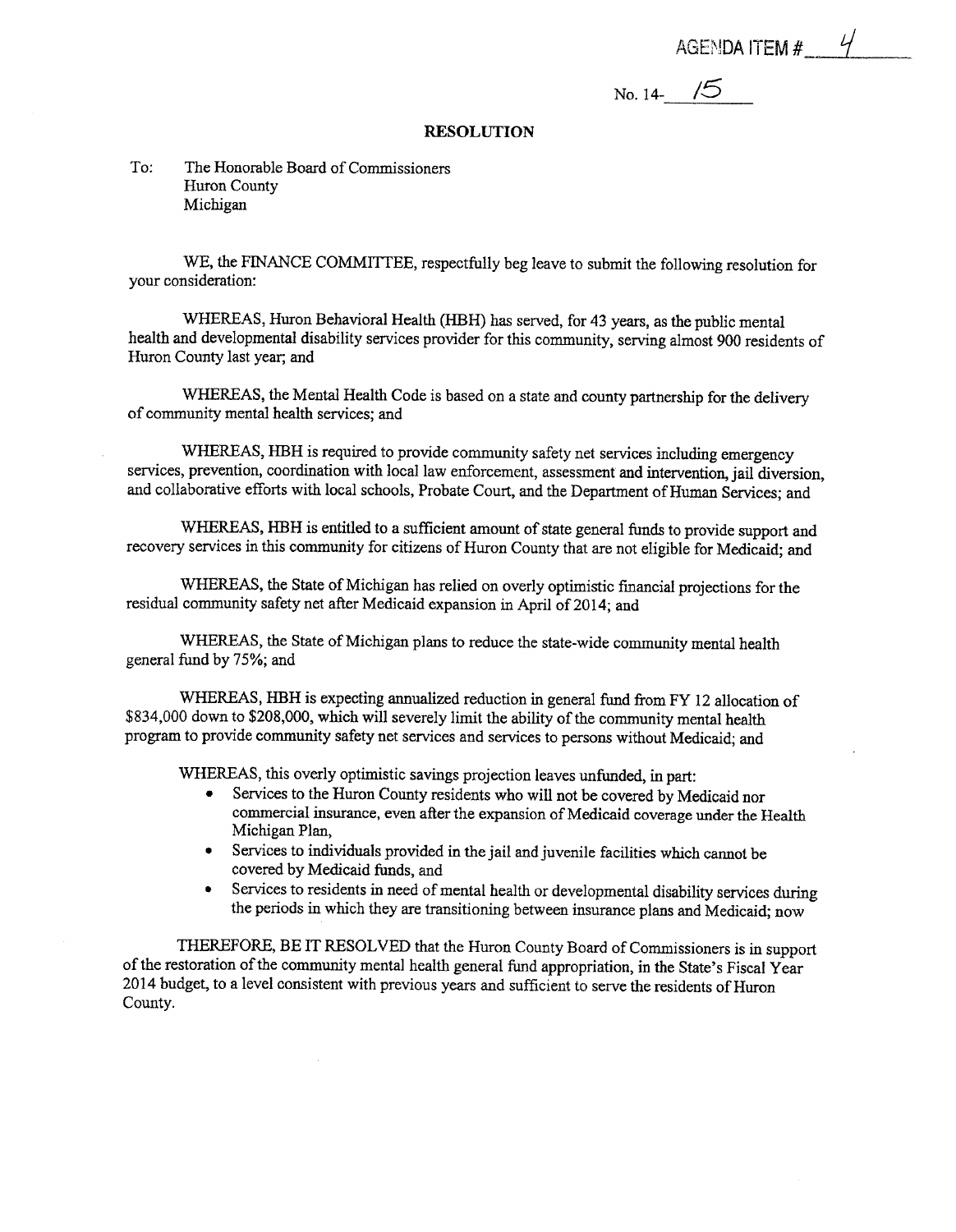AGENDA ITEM # 4

No. 14- 15

## RESOLUTION

To: The Honorable Board of Commissioners
Huron County
Michigan

WE, the FINANCE COMMITTEE, respectfully beg leave to submit the following resolution for your consideration:

WHEREAS, Huron Behavioral Health (HBH) has served, for 43 years, as the public mental health and developmental disability services provider for this community, serving almost 900 residents of Huron County last year; and

WHEREAS, the Mental Health Code is based on a state and county partnership for the delivery of community mental health services; and

WHEREAS, HBH is required to provide community safety net services including emergency services, prevention, coordination with local law enforcement, assessment and intervention, jail diversion, and collaborative efforts with local schools, Probate Court, and the Department of Human Services; and

WHEREAS, HBH is entitled to a sufficient amount of state general funds to provide support and recovery services in this community for citizens of Huron County that are not eligible for Medicaid; and

WHEREAS, the State of Michigan has relied on overly optimistic financial projections for the residual community safety net after Medicaid expansion in April of 2014; and

WHEREAS, the State of Michigan plans to reduce the state-wide community mental health general fund by 75%; and

WHEREAS, HBH is expecting annualized reduction in general fund from FY 12 allocation of $834,000 down to $208,000, which will severely limit the ability of the community mental health program to provide community safety net services and services to persons without Medicaid; and

WHEREAS, this overly optimistic savings projection leaves unfunded, in part:

- Services to the Huron County residents who will not be covered by Medicaid nor commercial insurance, even after the expansion of Medicaid coverage under the Health Michigan Plan,
- Services to individuals provided in the jail and juvenile facilities which cannot be covered by Medicaid funds, and
- Services to residents in need of mental health or developmental disability services during the periods in which they are transitioning between insurance plans and Medicaid; now

THEREFORE, BE IT RESOLVED that the Huron County Board of Commissioners is in support of the restoration of the community mental health general fund appropriation, in the State's Fiscal Year 2014 budget, to a level consistent with previous years and sufficient to serve the residents of Huron County.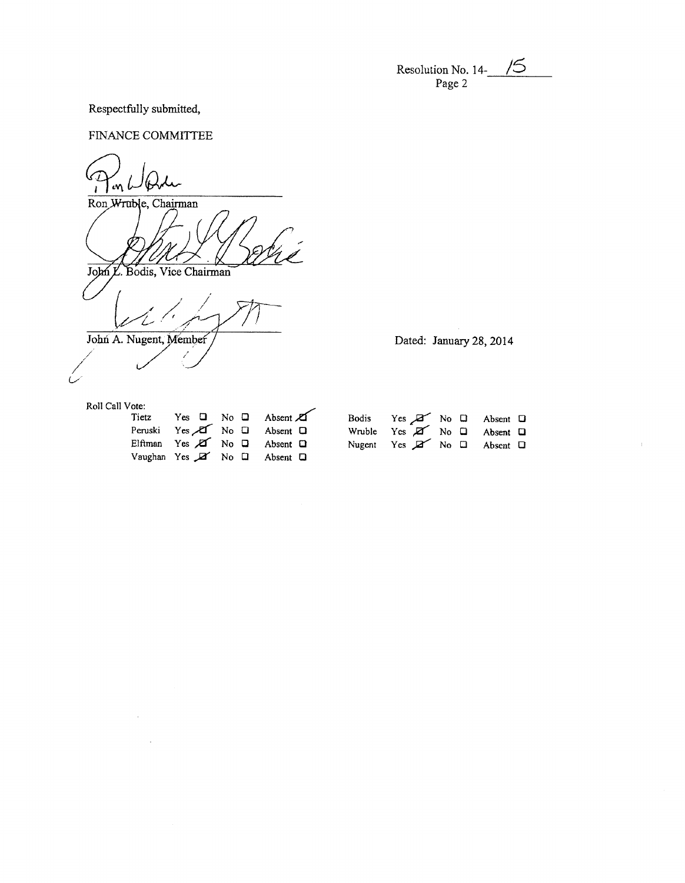Resolution No. 14-15
Page 2

Respectfully submitted,

FINANCE COMMITTEE

Ron Wruble, Chairman

John L. Bodis, Vice Chairman

John A. Nugent, Member

Dated: January 28, 2014

Roll Call Vote:

| | | | |
|---|---|---|---|
| Tietz | Yes ☐ | No ☐ | Absent ☑ |
| Peruski | Yes ☑ | No ☐ | Absent ☐ |
| Elftman | Yes ☑ | No ☐ | Absent ☐ |
| Vaughan | Yes ☑ | No ☐ | Absent ☐ |
| Bodis | Yes ☑ | No ☐ | Absent ☐ |
| Wruble | Yes ☑ | No ☐ | Absent ☐ |
| Nugent | Yes ☑ | No ☐ | Absent ☐ |